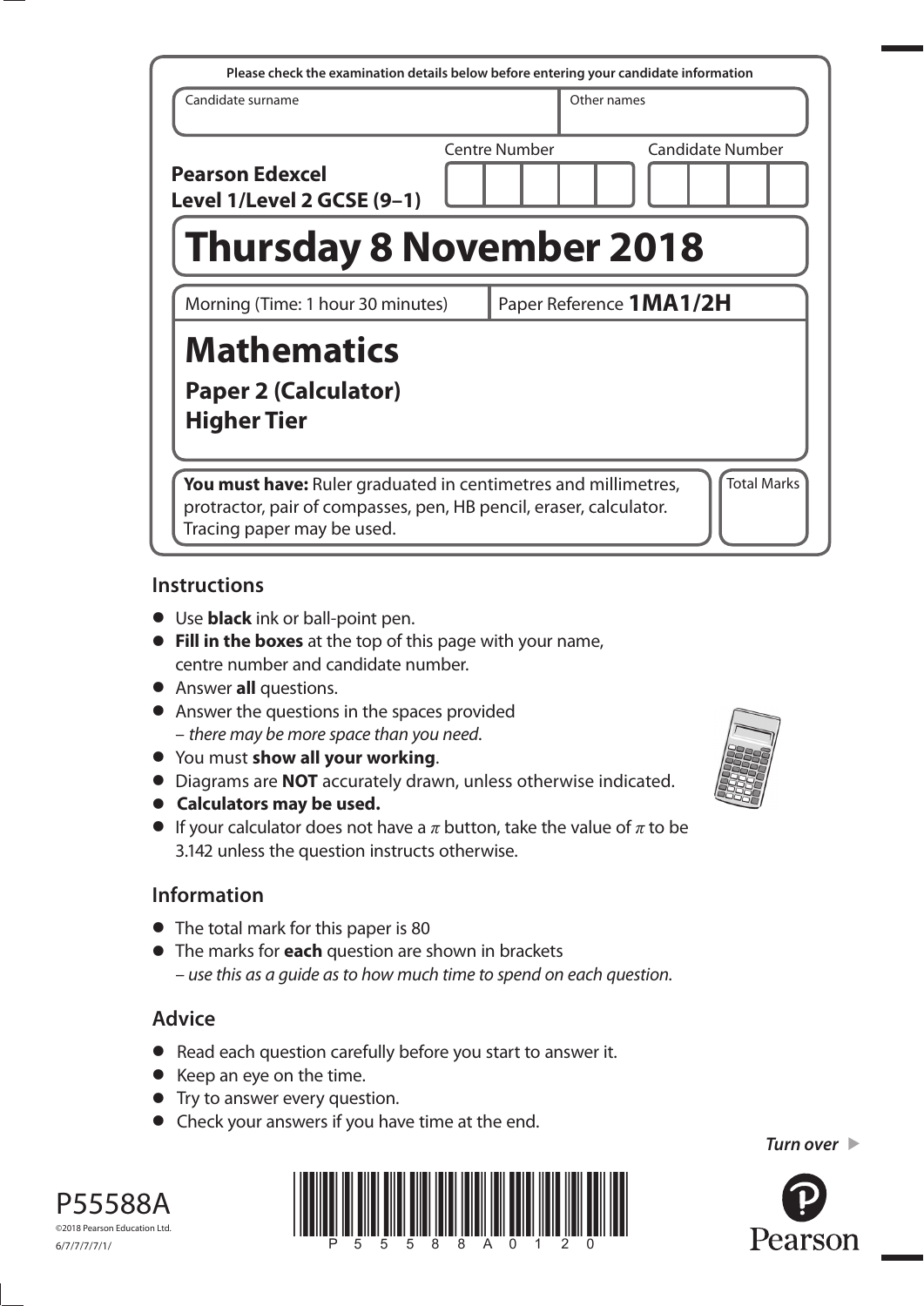Please check the examination details below before entering your candidate information

| Candidate surname | Other names |
| --- | --- |
| | |

**Pearson Edexcel Level 1/Level 2 GCSE (9–1)**

Centre Number | Candidate Number

# Thursday 8 November 2018

Morning (Time: 1 hour 30 minutes) | Paper Reference **1MA1/2H**

# Mathematics

## Paper 2 (Calculator)
## Higher Tier

**You must have:** Ruler graduated in centimetres and millimetres, protractor, pair of compasses, pen, HB pencil, eraser, calculator. Tracing paper may be used.

Total Marks

## Instructions

- Use **black** ink or ball-point pen.
- **Fill in the boxes** at the top of this page with your name, centre number and candidate number.
- Answer **all** questions.
- Answer the questions in the spaces provided – *there may be more space than you need*.
- You must **show all your working**.
- Diagrams are **NOT** accurately drawn, unless otherwise indicated.
- **Calculators may be used.**
- If your calculator does not have a $\pi$ button, take the value of $\pi$ to be 3.142 unless the question instructs otherwise.

## Information

- The total mark for this paper is 80
- The marks for **each** question are shown in brackets – *use this as a guide as to how much time to spend on each question.*

## Advice

- Read each question carefully before you start to answer it.
- Keep an eye on the time.
- Try to answer every question.
- Check your answers if you have time at the end.

*Turn over*

P55588A
©2018 Pearson Education Ltd.
6/7/7/7/7/1/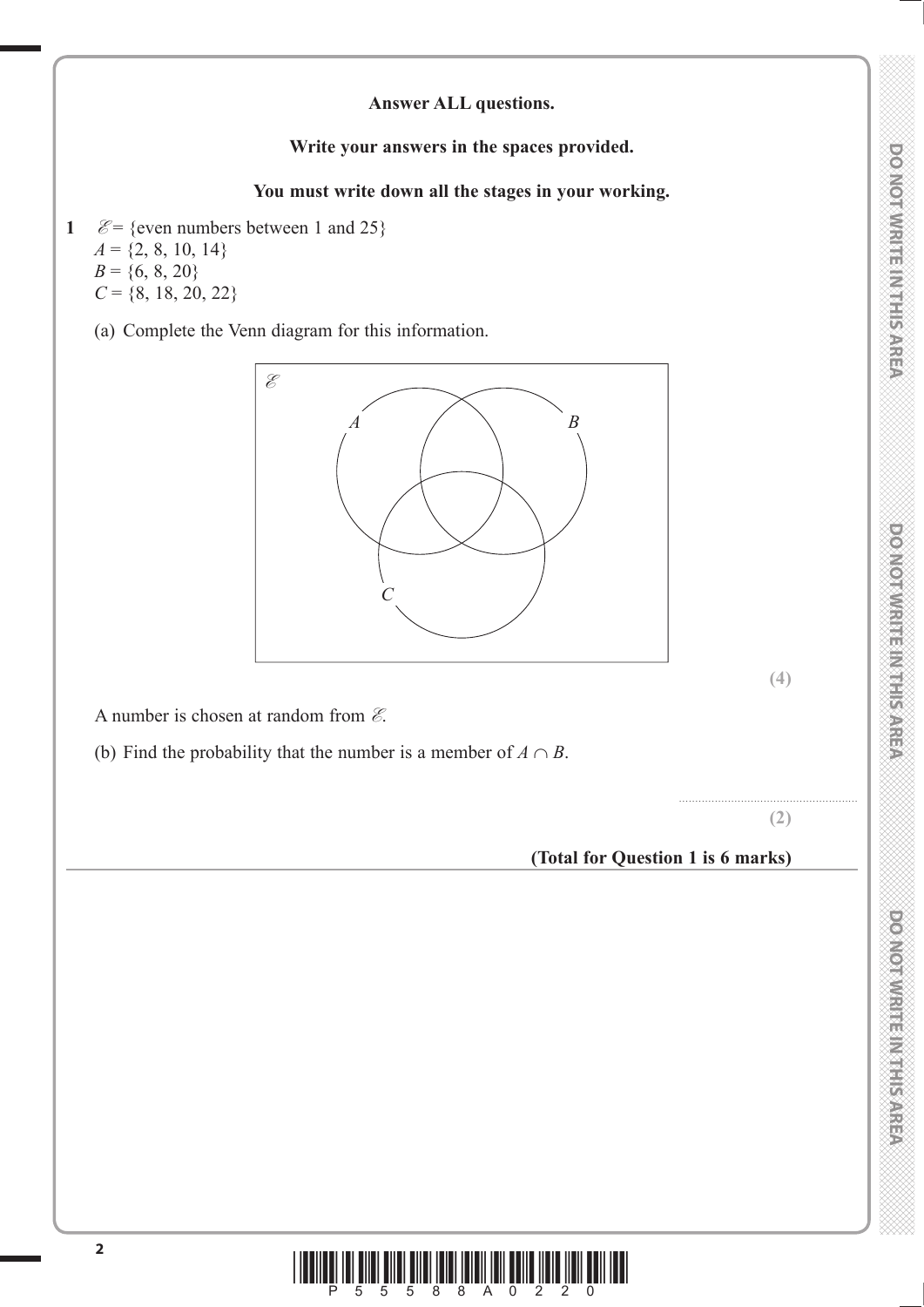**Answer ALL questions.**

**Write your answers in the spaces provided.**

**You must write down all the stages in your working.**

**1** $\mathscr{E}$ = {even numbers between 1 and 25}
$A$ = {2, 8, 10, 14}
$B$ = {6, 8, 20}
$C$ = {8, 18, 20, 22}

(a) Complete the Venn diagram for this information.

**(4)**

A number is chosen at random from $\mathscr{E}$.

(b) Find the probability that the number is a member of $A \cap B$.

..........................................................

**(2)**

**(Total for Question 1 is 6 marks)**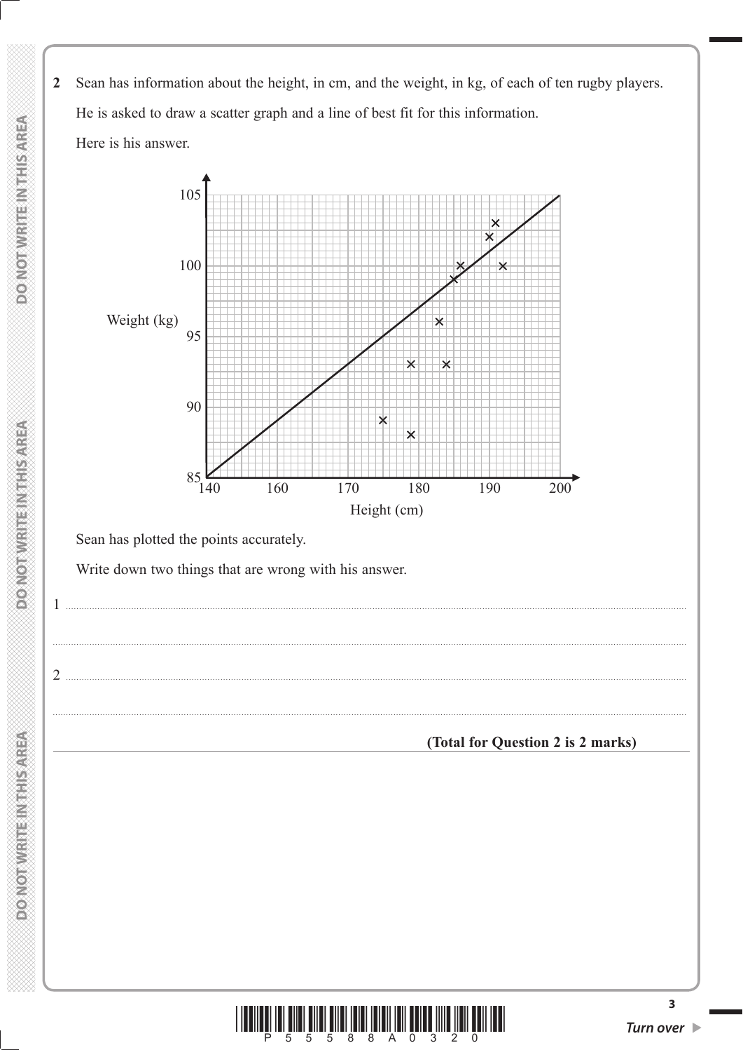**2** Sean has information about the height, in cm, and the weight, in kg, of each of ten rugby players.

He is asked to draw a scatter graph and a line of best fit for this information.

Here is his answer.

Sean has plotted the points accurately.

Write down two things that are wrong with his answer.

1 ..............................................................................................................................................

..............................................................................................................................................

2 ..............................................................................................................................................

..............................................................................................................................................

**(Total for Question 2 is 2 marks)**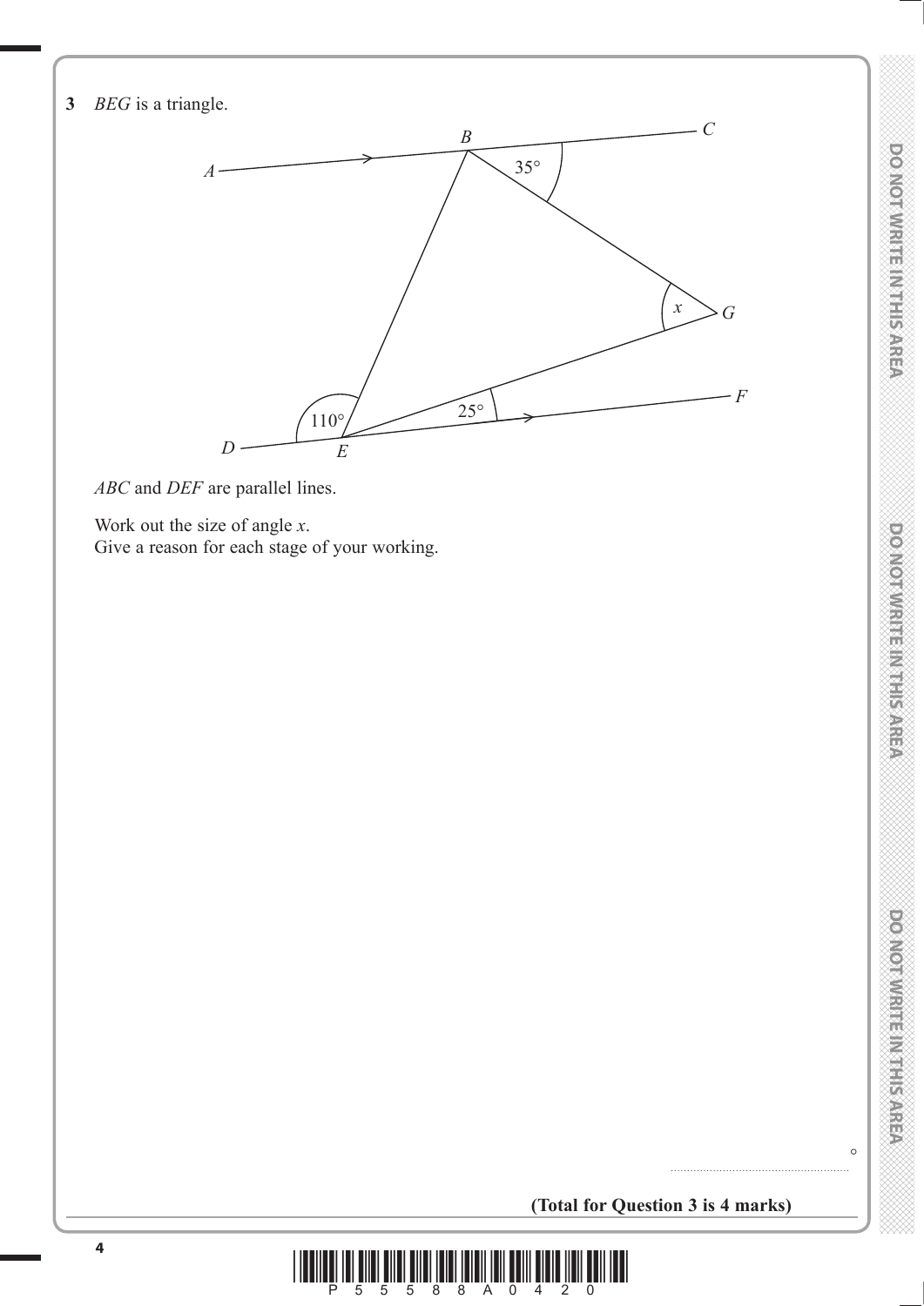**3** *BEG* is a triangle.

*ABC* and *DEF* are parallel lines.

Work out the size of angle $x$.
Give a reason for each stage of your working.

........................................................ °

**(Total for Question 3 is 4 marks)**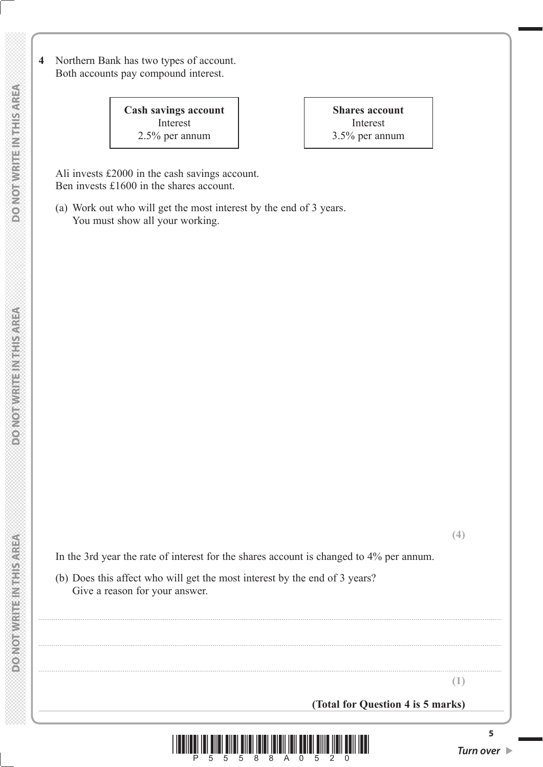**4** Northern Bank has two types of account.
Both accounts pay compound interest.

| **Cash savings account** | **Shares account** |
|---|---|
| Interest | Interest |
| 2.5% per annum | 3.5% per annum |

Ali invests £2000 in the cash savings account.
Ben invests £1600 in the shares account.

(a) Work out who will get the most interest by the end of 3 years.
You must show all your working.

**(4)**

In the 3rd year the rate of interest for the shares account is changed to 4% per annum.

(b) Does this affect who will get the most interest by the end of 3 years?
Give a reason for your answer.

..................................................................................................................................................

..................................................................................................................................................

..................................................................................................................................................

**(1)**

**(Total for Question 4 is 5 marks)**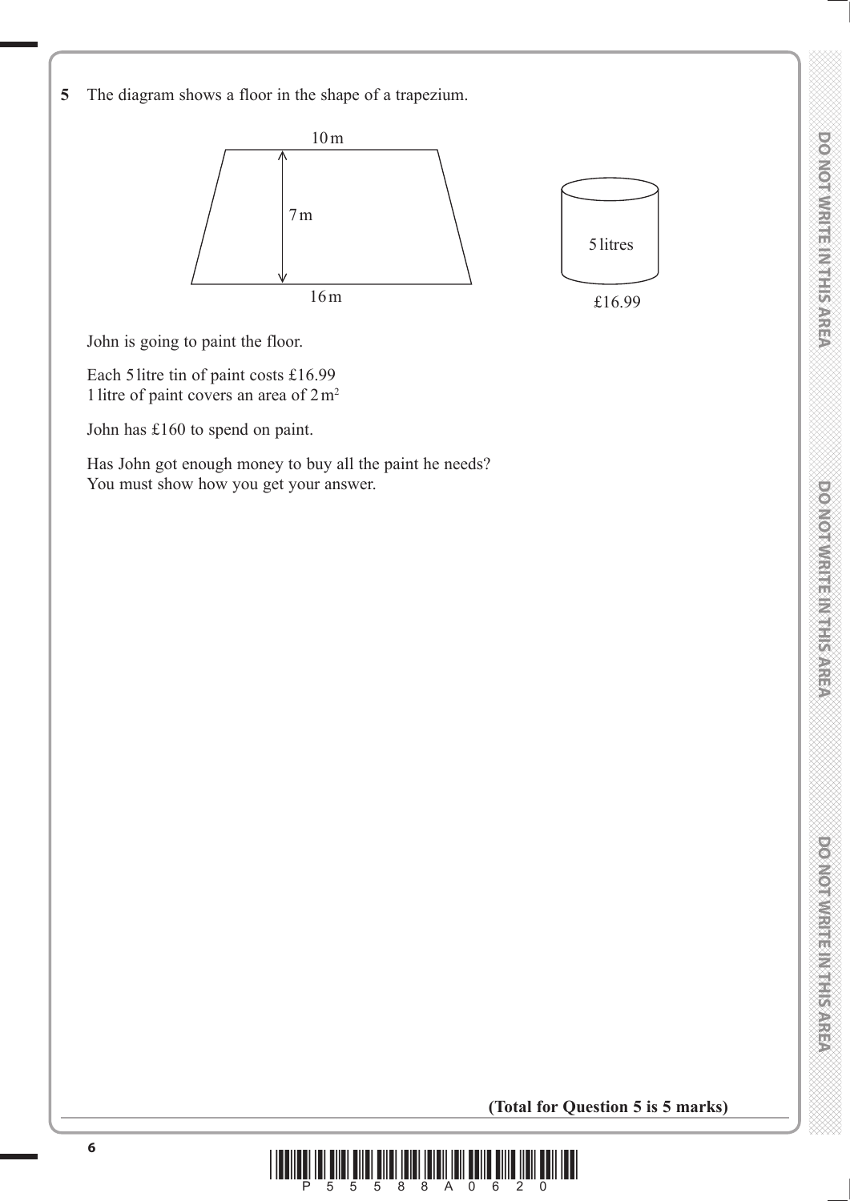**5** The diagram shows a floor in the shape of a trapezium.

10 m

7 m

16 m

5 litres

£16.99

John is going to paint the floor.

Each 5 litre tin of paint costs £16.99
1 litre of paint covers an area of $2\,m^2$

John has £160 to spend on paint.

Has John got enough money to buy all the paint he needs?
You must show how you get your answer.

**(Total for Question 5 is 5 marks)**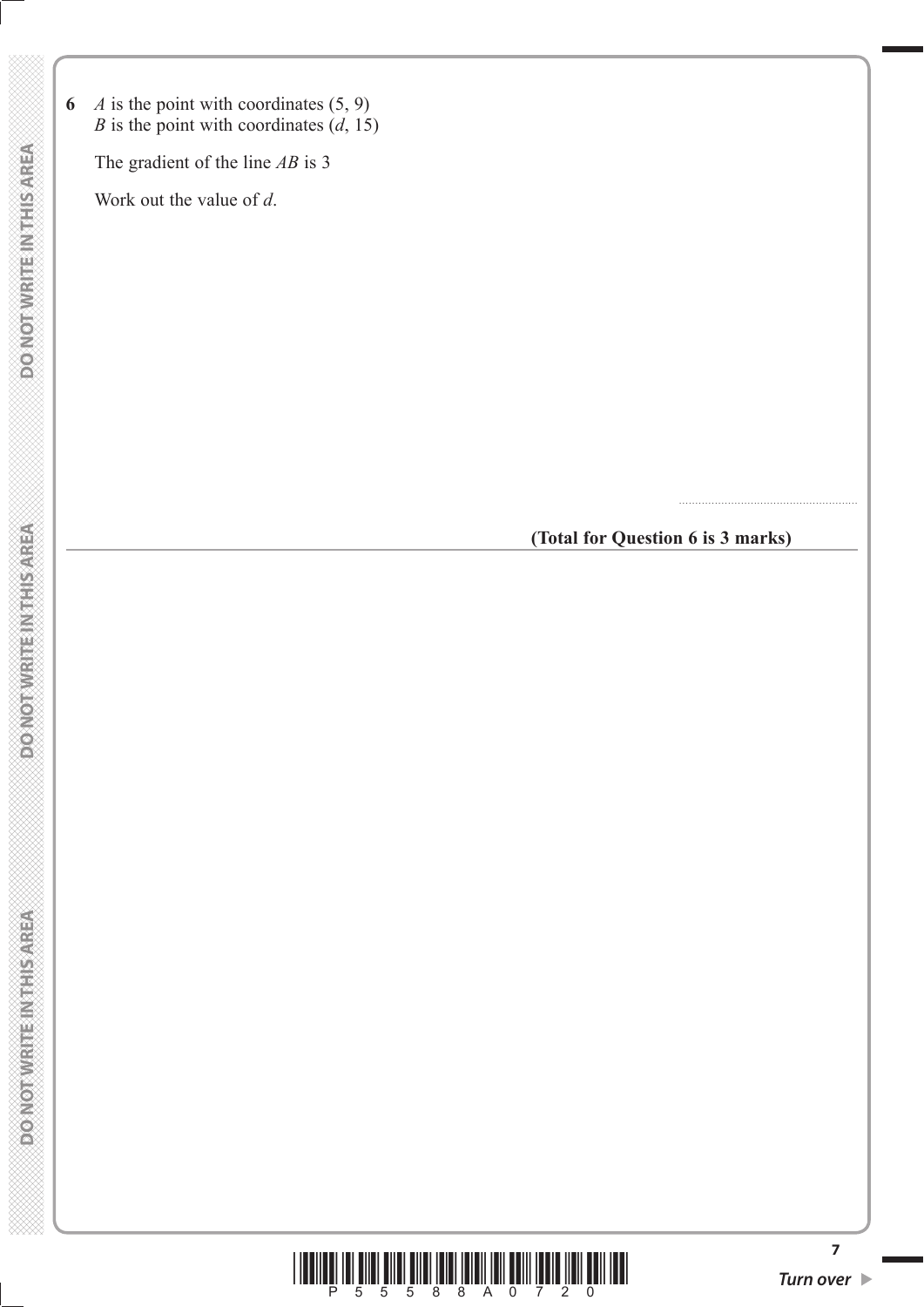**6** $A$ is the point with coordinates $(5, 9)$
$B$ is the point with coordinates $(d, 15)$

The gradient of the line $AB$ is 3

Work out the value of $d$.

..........................................................

**(Total for Question 6 is 3 marks)**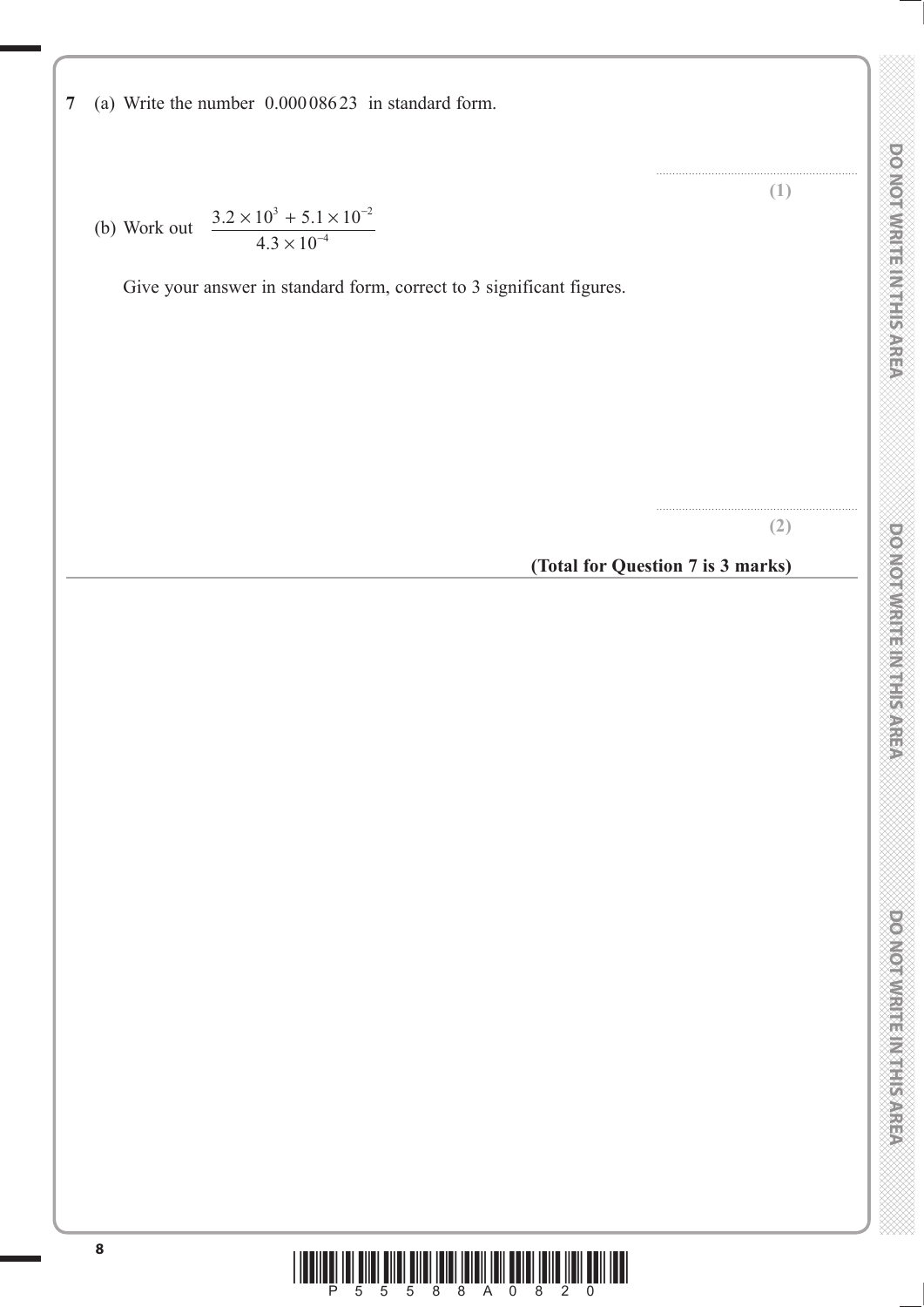**7** (a) Write the number 0.000 086 23 in standard form.

..........................................................

**(1)**

(b) Work out $\dfrac{3.2 \times 10^{3} + 5.1 \times 10^{-2}}{4.3 \times 10^{-4}}$

Give your answer in standard form, correct to 3 significant figures.

..........................................................

**(2)**

**(Total for Question 7 is 3 marks)**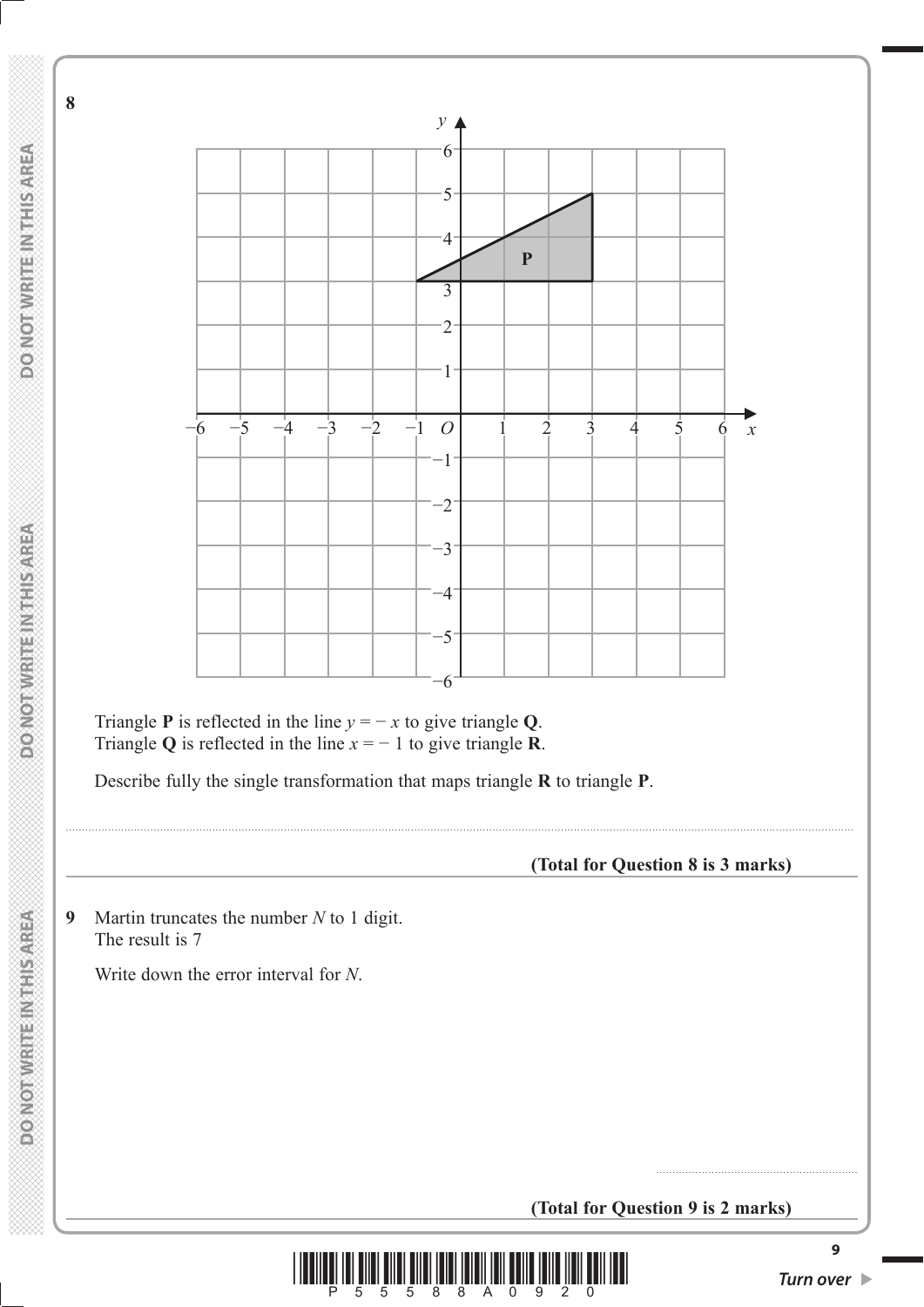**8**

Triangle **P** is reflected in the line $y = -x$ to give triangle **Q**.
Triangle **Q** is reflected in the line $x = -1$ to give triangle **R**.

Describe fully the single transformation that maps triangle **R** to triangle **P**.

.......................................................................................................................................................

**(Total for Question 8 is 3 marks)**

---

**9** Martin truncates the number $N$ to 1 digit.
The result is 7

Write down the error interval for $N$.

.......................................................

**(Total for Question 9 is 2 marks)**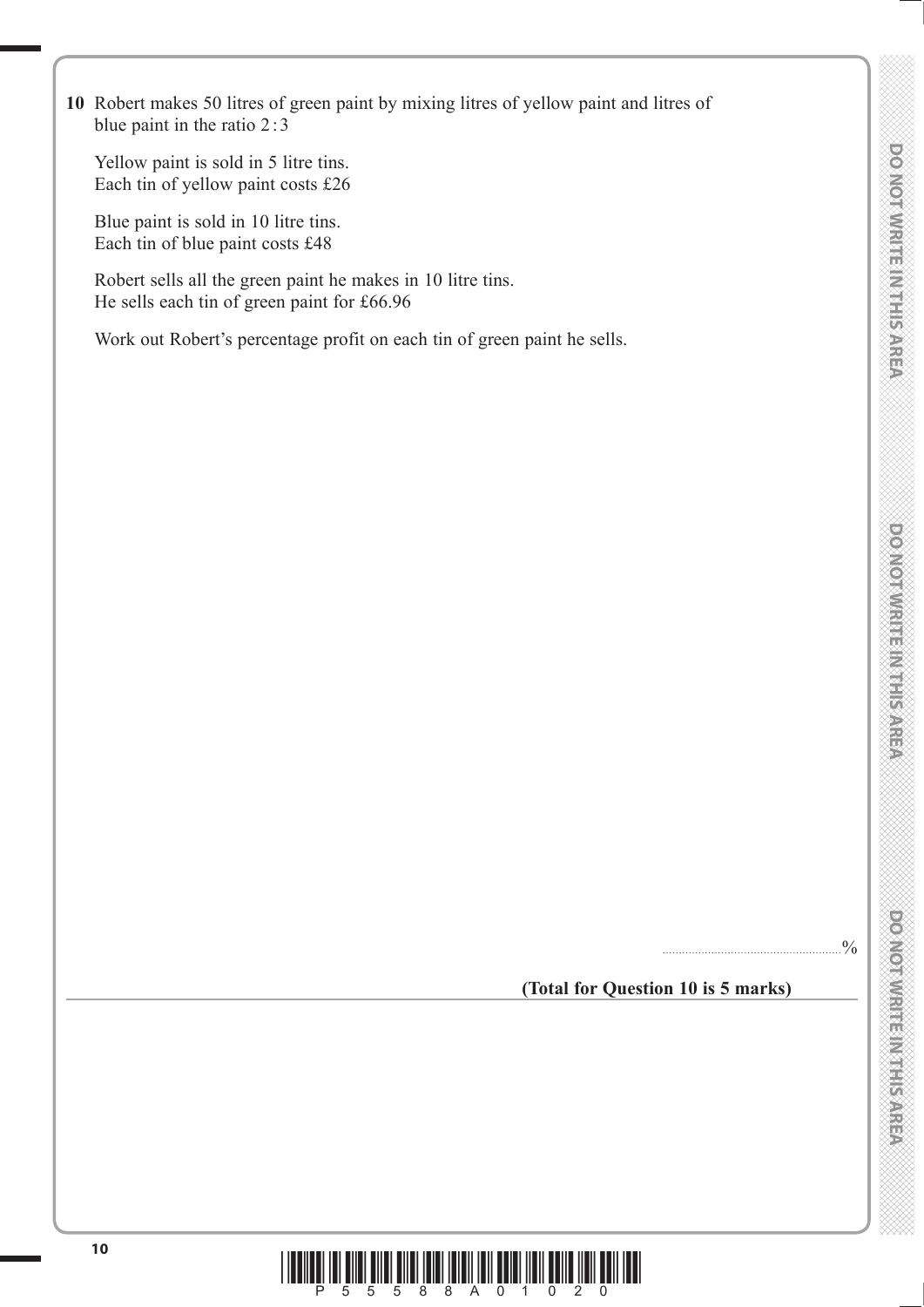**10** Robert makes 50 litres of green paint by mixing litres of yellow paint and litres of blue paint in the ratio 2 : 3

Yellow paint is sold in 5 litre tins.
Each tin of yellow paint costs £26

Blue paint is sold in 10 litre tins.
Each tin of blue paint costs £48

Robert sells all the green paint he makes in 10 litre tins.
He sells each tin of green paint for £66.96

Work out Robert's percentage profit on each tin of green paint he sells.

.......................................................%

**(Total for Question 10 is 5 marks)**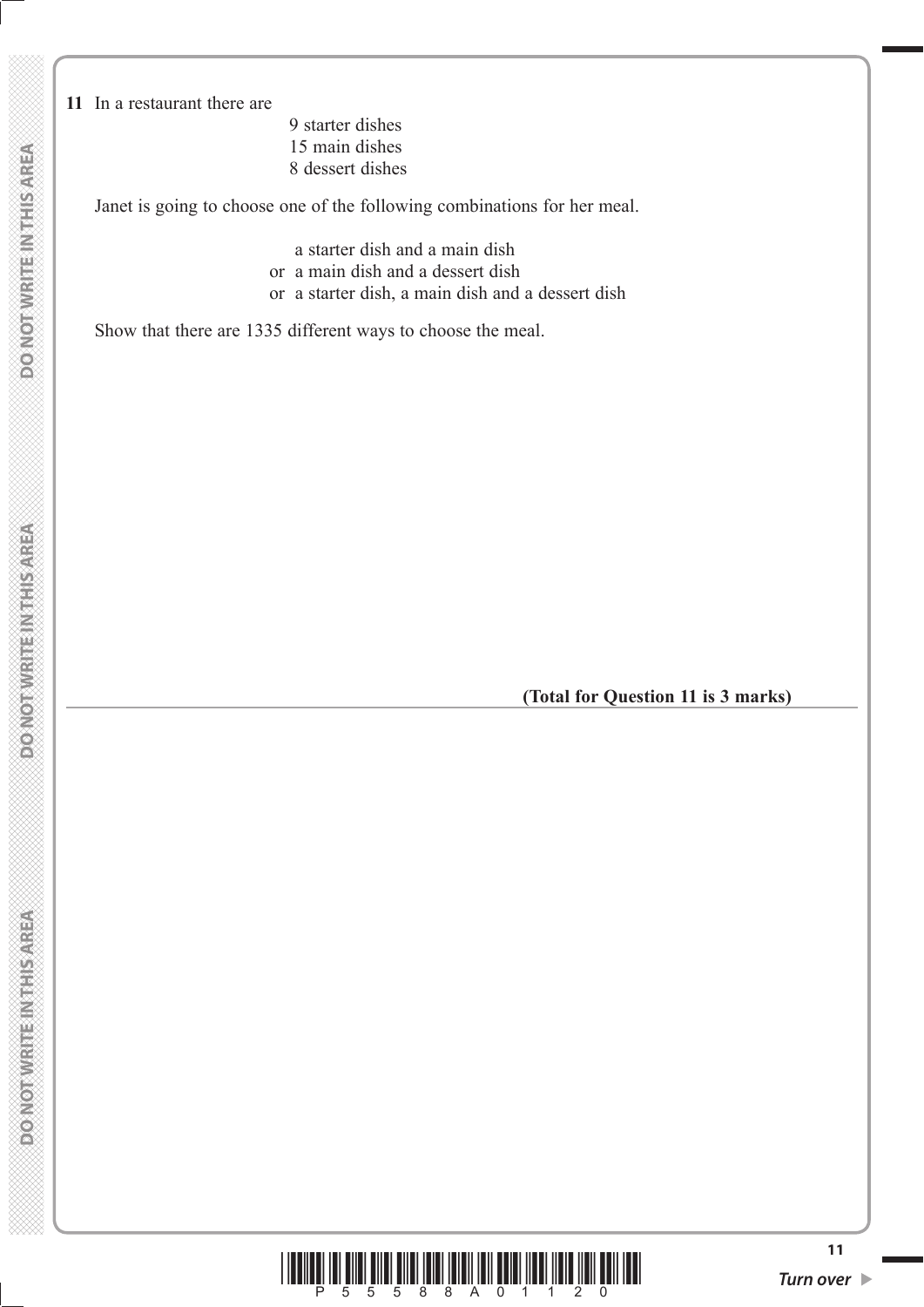**11** In a restaurant there are

9 starter dishes
15 main dishes
8 dessert dishes

Janet is going to choose one of the following combinations for her meal.

a starter dish and a main dish
or a main dish and a dessert dish
or a starter dish, a main dish and a dessert dish

Show that there are 1335 different ways to choose the meal.

**(Total for Question 11 is 3 marks)**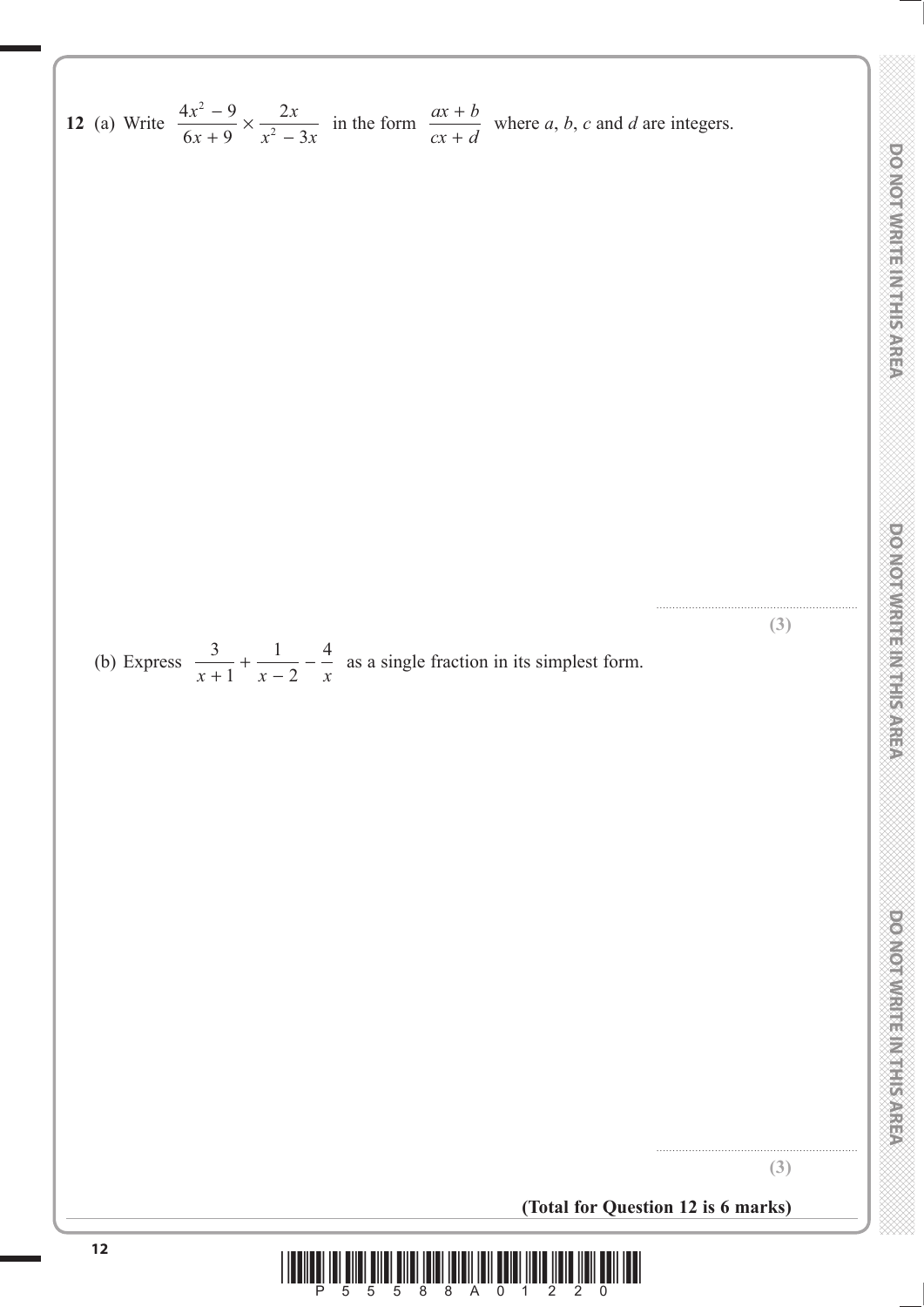**12** (a) Write $\dfrac{4x^2 - 9}{6x + 9} \times \dfrac{2x}{x^2 - 3x}$ in the form $\dfrac{ax + b}{cx + d}$ where $a$, $b$, $c$ and $d$ are integers.

..............................................................

**(3)**

(b) Express $\dfrac{3}{x+1} + \dfrac{1}{x-2} - \dfrac{4}{x}$ as a single fraction in its simplest form.

..............................................................

**(3)**

**(Total for Question 12 is 6 marks)**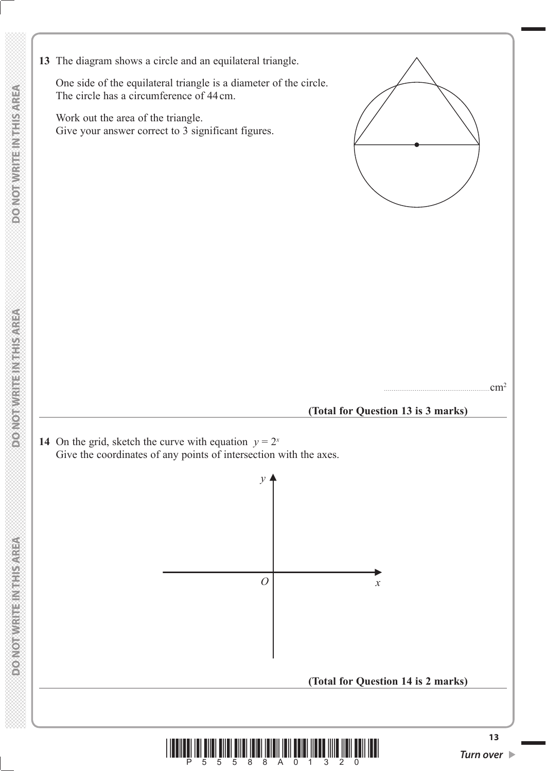**13** The diagram shows a circle and an equilateral triangle.

One side of the equilateral triangle is a diameter of the circle.
The circle has a circumference of 44 cm.

Work out the area of the triangle.
Give your answer correct to 3 significant figures.

.......................................................$cm^2$

**(Total for Question 13 is 3 marks)**

---

**14** On the grid, sketch the curve with equation $y = 2^x$
Give the coordinates of any points of intersection with the axes.

**(Total for Question 14 is 2 marks)**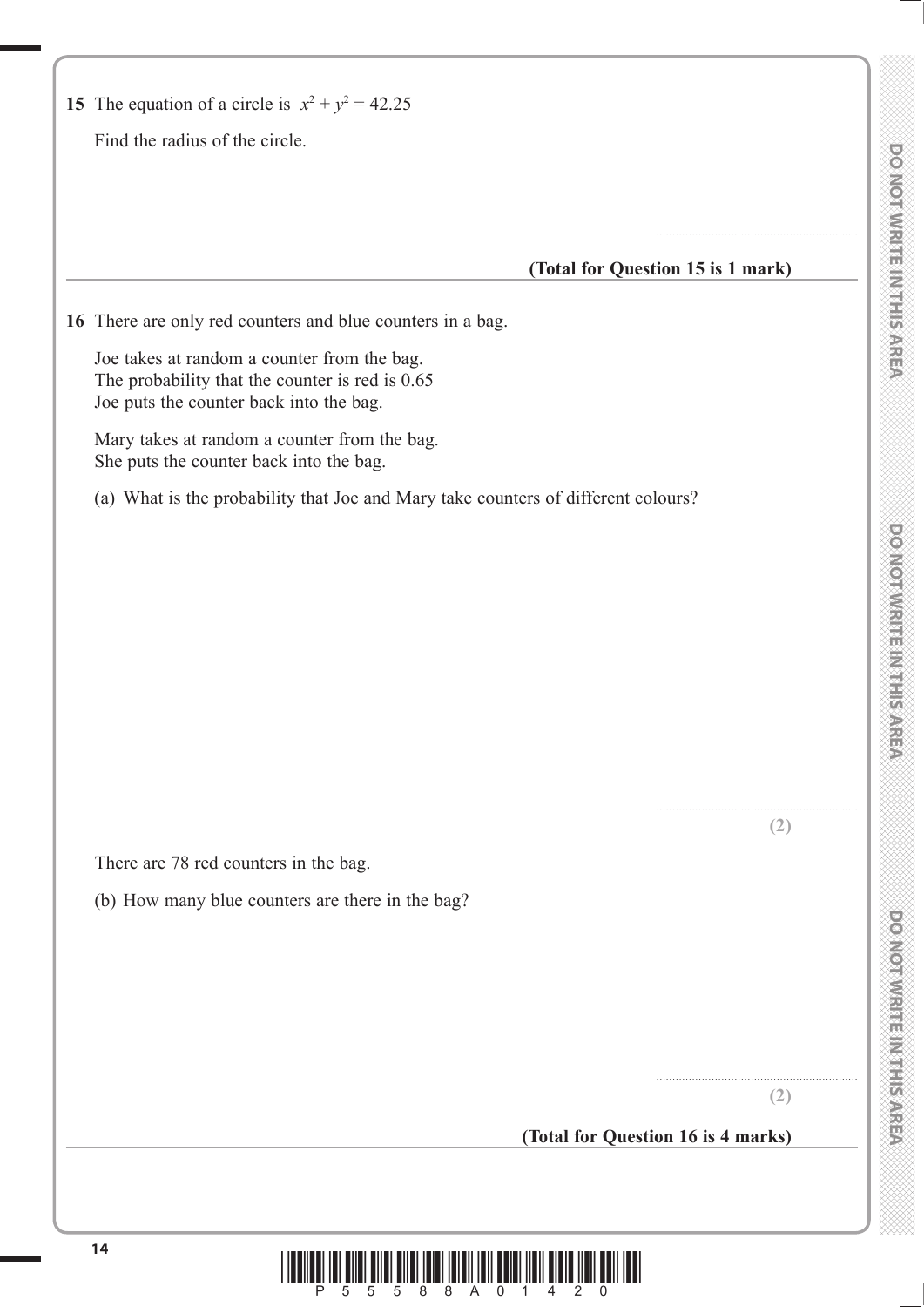**15** The equation of a circle is $x^2 + y^2 = 42.25$

Find the radius of the circle.

..........................................................

**(Total for Question 15 is 1 mark)**

---

**16** There are only red counters and blue counters in a bag.

Joe takes at random a counter from the bag.
The probability that the counter is red is 0.65
Joe puts the counter back into the bag.

Mary takes at random a counter from the bag.
She puts the counter back into the bag.

(a) What is the probability that Joe and Mary take counters of different colours?

..........................................................
**(2)**

There are 78 red counters in the bag.

(b) How many blue counters are there in the bag?

..........................................................
**(2)**

**(Total for Question 16 is 4 marks)**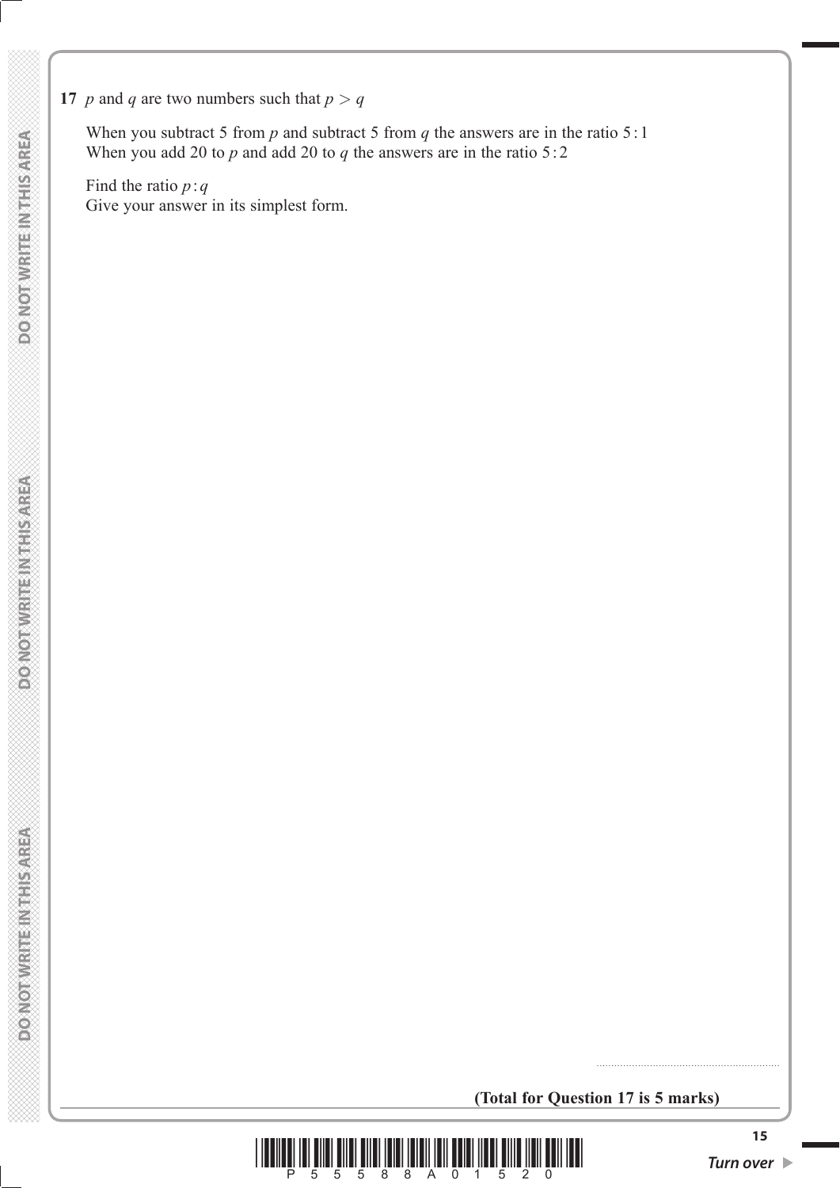**17** $p$ and $q$ are two numbers such that $p > q$

When you subtract 5 from $p$ and subtract 5 from $q$ the answers are in the ratio $5:1$
When you add 20 to $p$ and add 20 to $q$ the answers are in the ratio $5:2$

Find the ratio $p:q$
Give your answer in its simplest form.

..........................................................

**(Total for Question 17 is 5 marks)**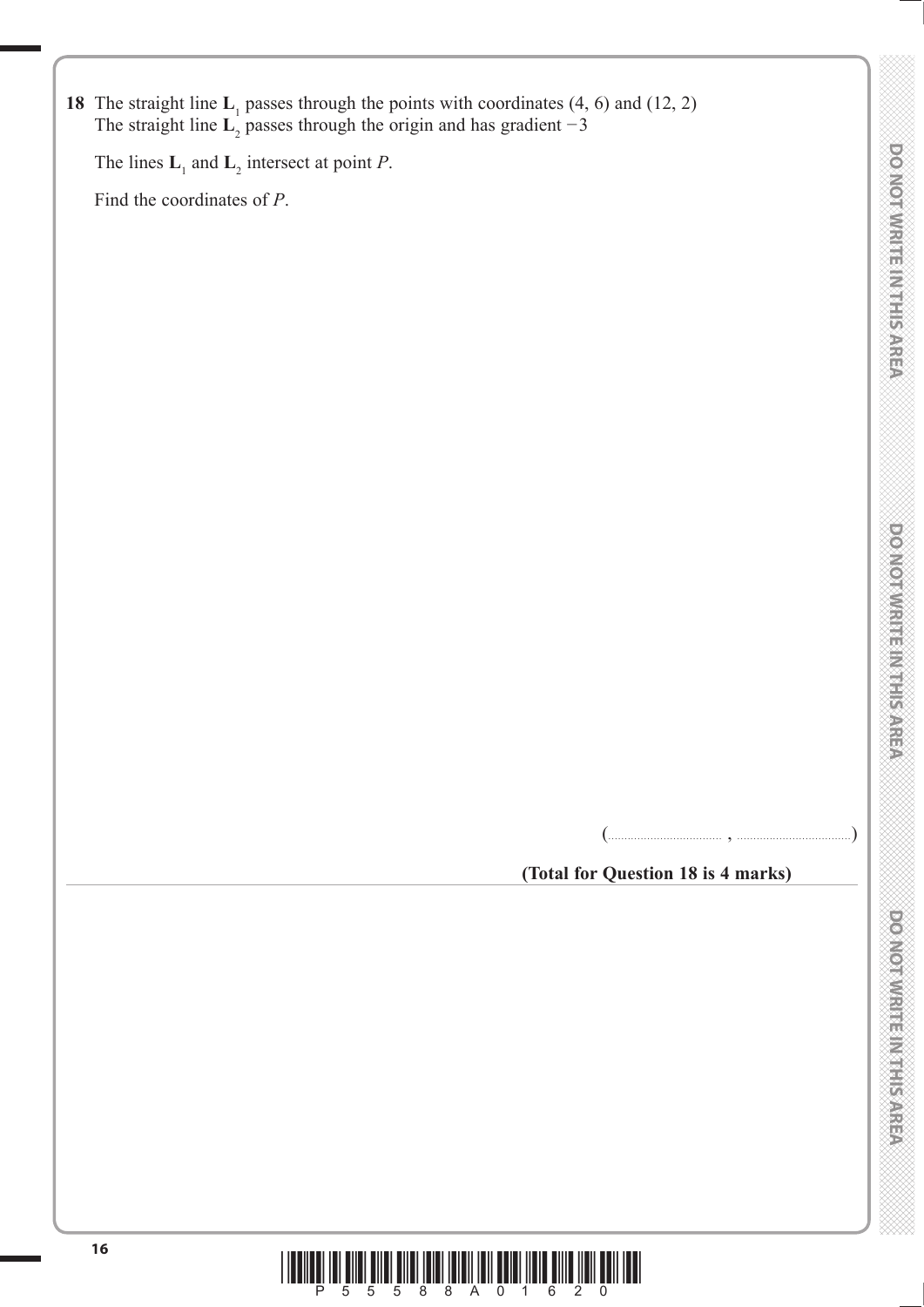**18** The straight line $\mathbf{L}_1$ passes through the points with coordinates (4, 6) and (12, 2)
The straight line $\mathbf{L}_2$ passes through the origin and has gradient −3

The lines $\mathbf{L}_1$ and $\mathbf{L}_2$ intersect at point $P$.

Find the coordinates of $P$.

(.................................. , ..................................)

**(Total for Question 18 is 4 marks)**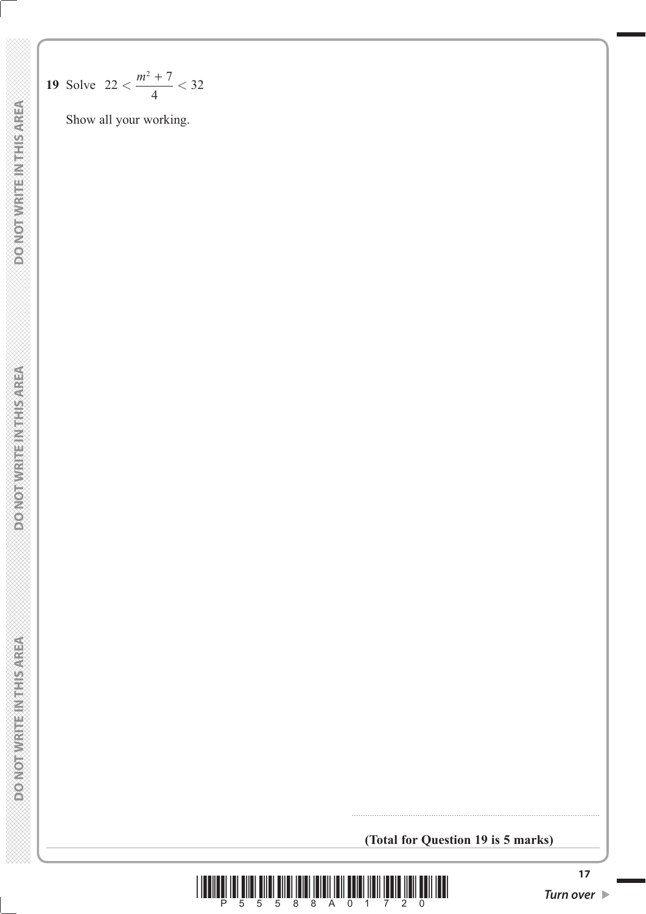**19** Solve $22 < \dfrac{m^2 + 7}{4} < 32$

Show all your working.

..............................................................................................

**(Total for Question 19 is 5 marks)**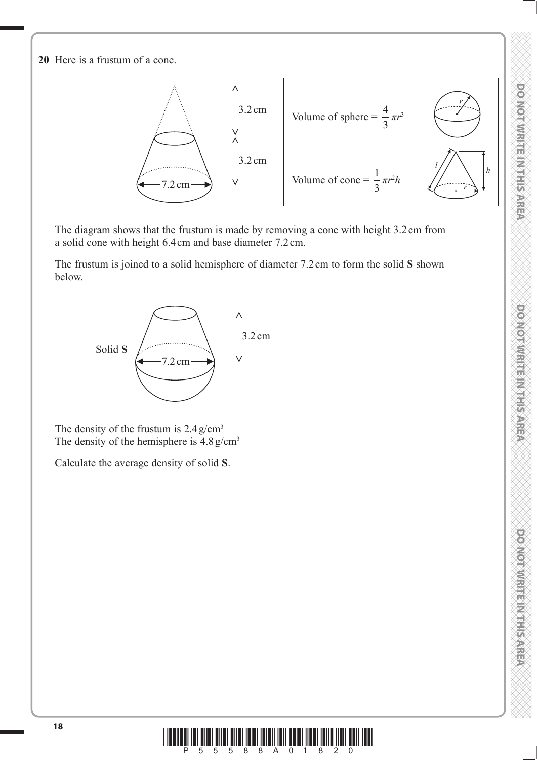**20** Here is a frustum of a cone.

3.2 cm

3.2 cm

7.2 cm

Volume of sphere = $\frac{4}{3}\pi r^3$

Volume of cone = $\frac{1}{3}\pi r^2 h$

The diagram shows that the frustum is made by removing a cone with height 3.2 cm from a solid cone with height 6.4 cm and base diameter 7.2 cm.

The frustum is joined to a solid hemisphere of diameter 7.2 cm to form the solid **S** shown below.

Solid **S**

3.2 cm

7.2 cm

The density of the frustum is 2.4 g/cm$^3$
The density of the hemisphere is 4.8 g/cm$^3$

Calculate the average density of solid **S**.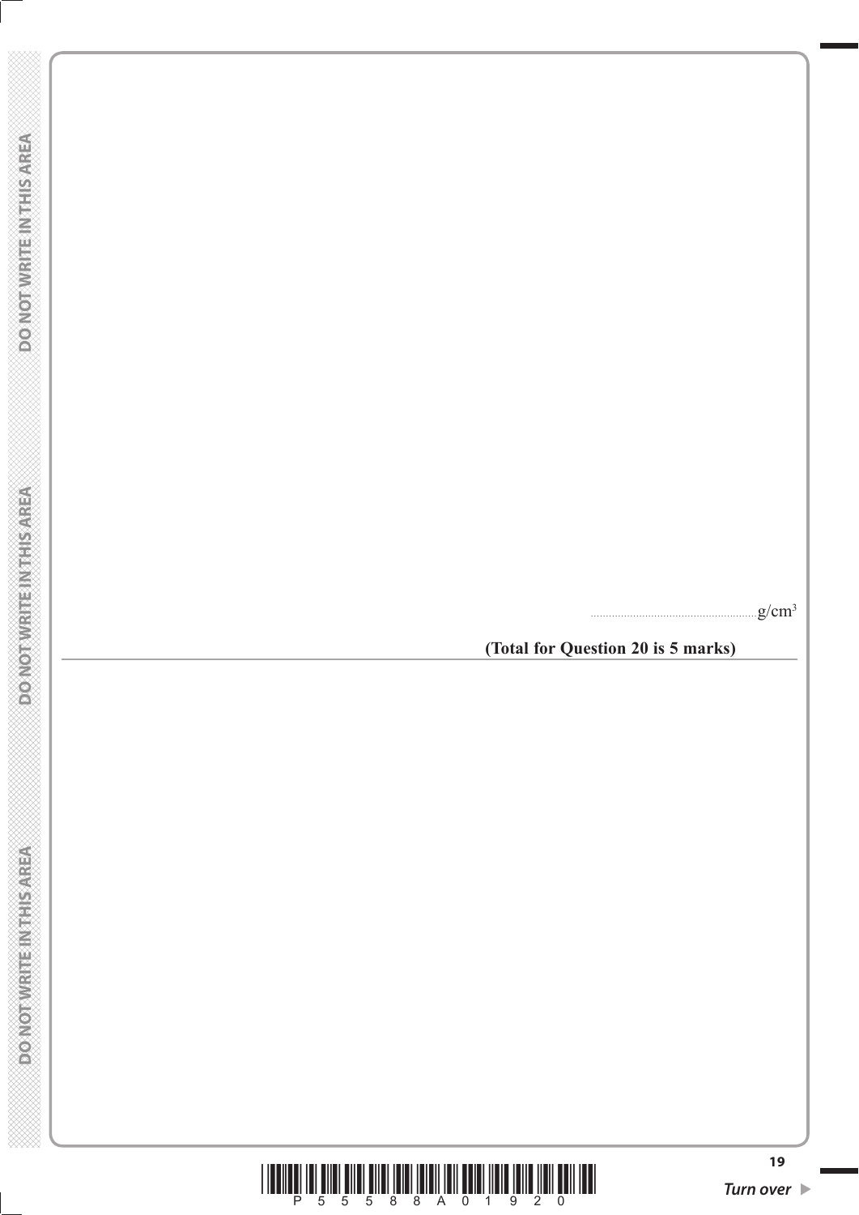.......................................................g/cm$^3$

**(Total for Question 20 is 5 marks)**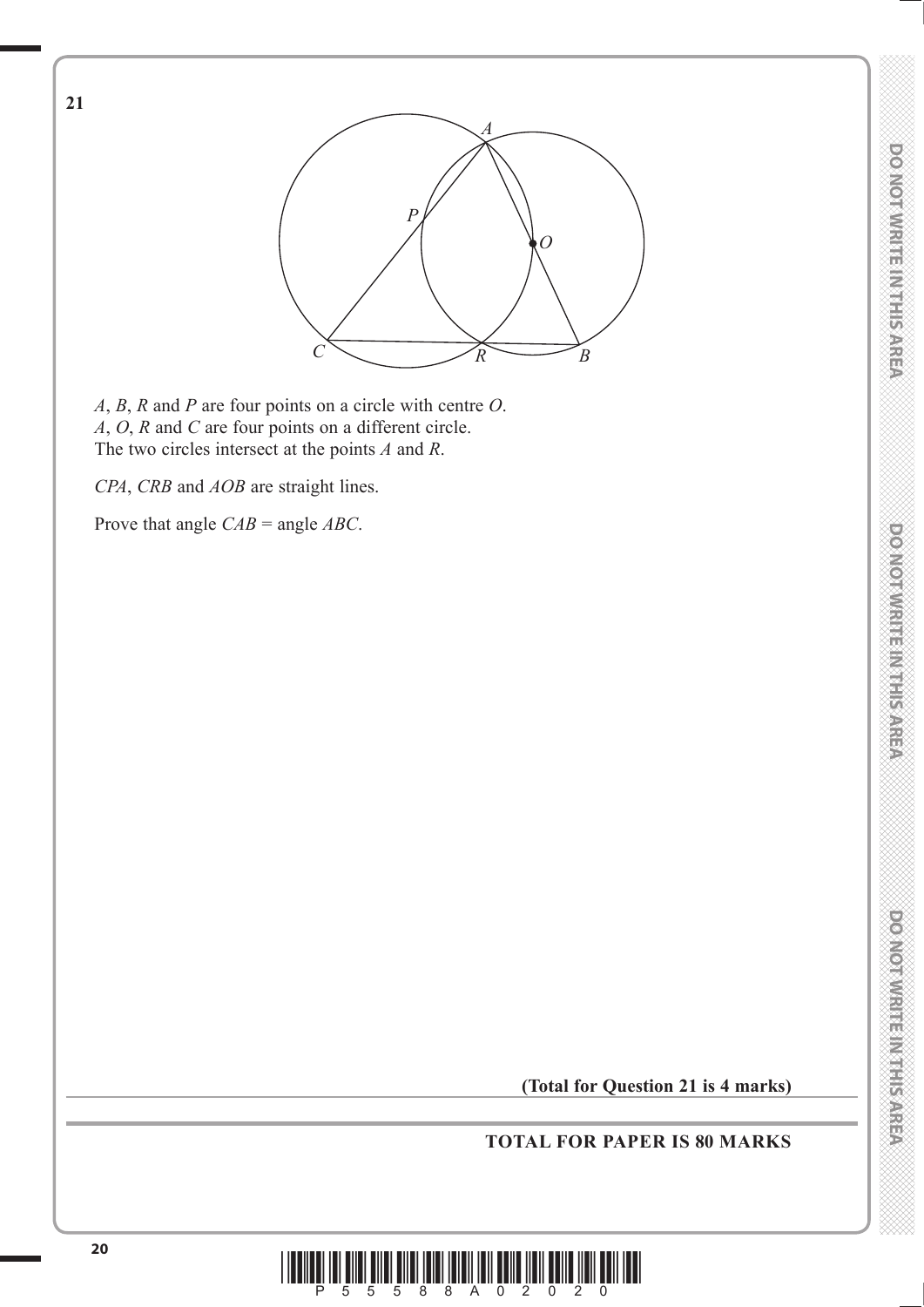**21**

A

P

O

C

R

B

$A$, $B$, $R$ and $P$ are four points on a circle with centre $O$.
$A$, $O$, $R$ and $C$ are four points on a different circle.
The two circles intersect at the points $A$ and $R$.

$CPA$, $CRB$ and $AOB$ are straight lines.

Prove that angle $CAB$ = angle $ABC$.

**(Total for Question 21 is 4 marks)**

**TOTAL FOR PAPER IS 80 MARKS**